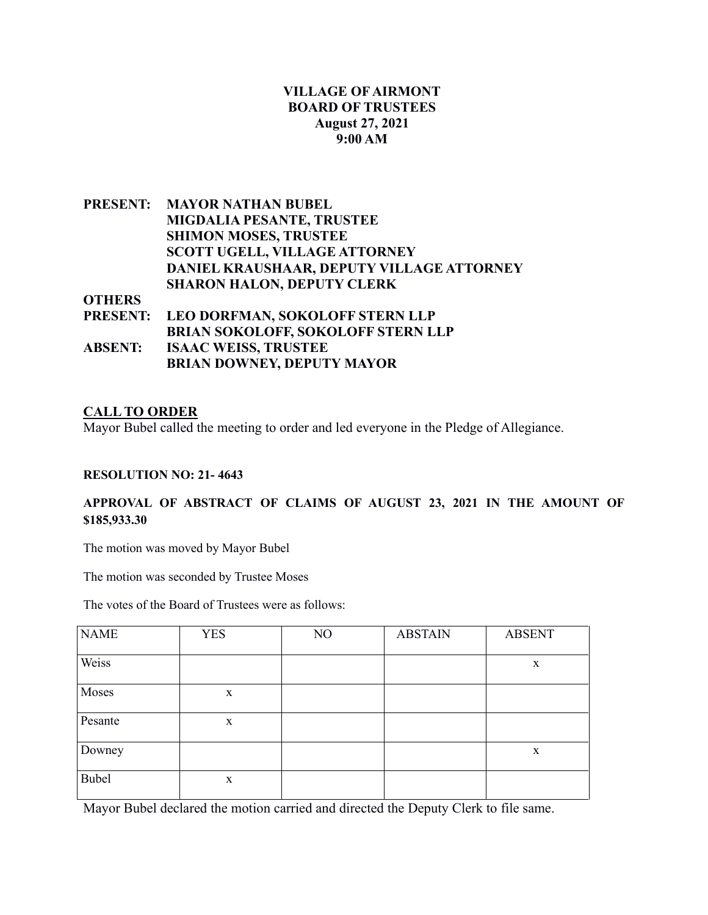# VILLAGE OF AIRMONT
## BOARD OF TRUSTEES
### August 27, 2021
### 9:00 AM

**PRESENT:** **MAYOR NATHAN BUBEL**
**MIGDALIA PESANTE, TRUSTEE**
**SHIMON MOSES, TRUSTEE**
**SCOTT UGELL, VILLAGE ATTORNEY**
**DANIEL KRAUSHAAR, DEPUTY VILLAGE ATTORNEY**
**SHARON HALON, DEPUTY CLERK**

**OTHERS PRESENT:** **LEO DORFMAN, SOKOLOFF STERN LLP**
**BRIAN SOKOLOFF, SOKOLOFF STERN LLP**

**ABSENT:** **ISAAC WEISS, TRUSTEE**
**BRIAN DOWNEY, DEPUTY MAYOR**

**CALL TO ORDER**

Mayor Bubel called the meeting to order and led everyone in the Pledge of Allegiance.

**RESOLUTION NO: 21- 4643**

**APPROVAL OF ABSTRACT OF CLAIMS OF AUGUST 23, 2021 IN THE AMOUNT OF $185,933.30**

The motion was moved by Mayor Bubel

The motion was seconded by Trustee Moses

The votes of the Board of Trustees were as follows:

| NAME | YES | NO | ABSTAIN | ABSENT |
|---|---|---|---|---|
| Weiss | | | | x |
| Moses | x | | | |
| Pesante | x | | | |
| Downey | | | | x |
| Bubel | x | | | |

Mayor Bubel declared the motion carried and directed the Deputy Clerk to file same.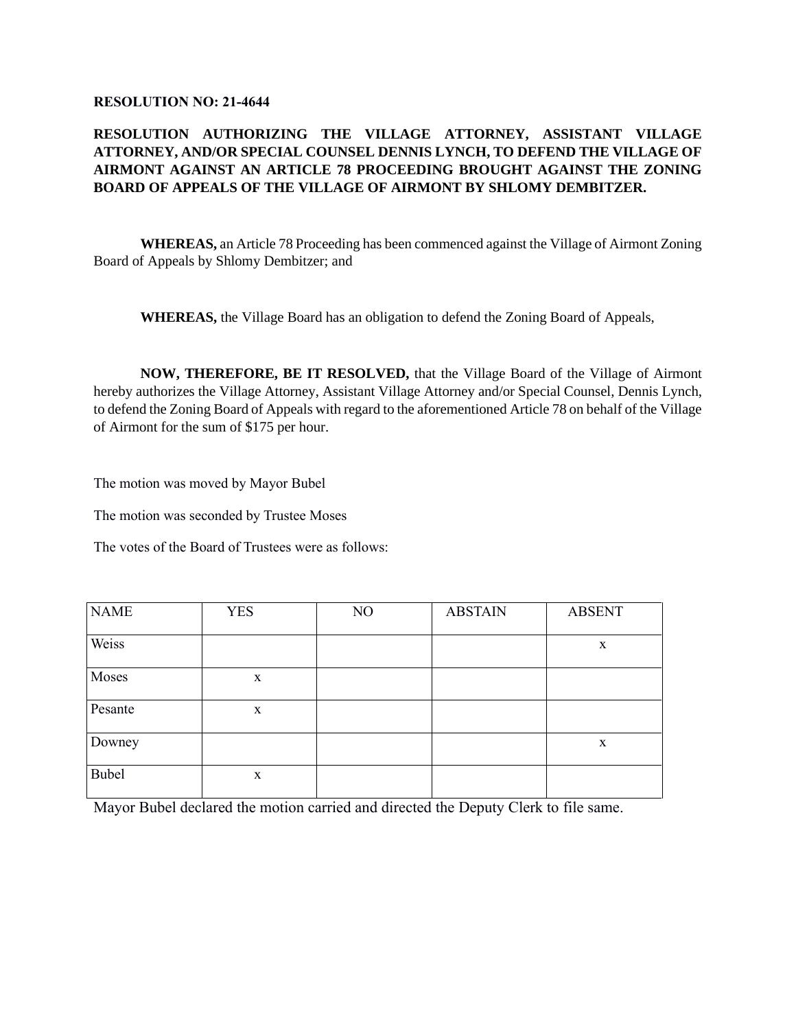**RESOLUTION NO: 21-4644**

**RESOLUTION AUTHORIZING THE VILLAGE ATTORNEY, ASSISTANT VILLAGE ATTORNEY, AND/OR SPECIAL COUNSEL DENNIS LYNCH, TO DEFEND THE VILLAGE OF AIRMONT AGAINST AN ARTICLE 78 PROCEEDING BROUGHT AGAINST THE ZONING BOARD OF APPEALS OF THE VILLAGE OF AIRMONT BY SHLOMY DEMBITZER.**

**WHEREAS,** an Article 78 Proceeding has been commenced against the Village of Airmont Zoning Board of Appeals by Shlomy Dembitzer; and

**WHEREAS,** the Village Board has an obligation to defend the Zoning Board of Appeals,

**NOW, THEREFORE, BE IT RESOLVED,** that the Village Board of the Village of Airmont hereby authorizes the Village Attorney, Assistant Village Attorney and/or Special Counsel, Dennis Lynch, to defend the Zoning Board of Appeals with regard to the aforementioned Article 78 on behalf of the Village of Airmont for the sum of $175 per hour.

The motion was moved by Mayor Bubel

The motion was seconded by Trustee Moses

The votes of the Board of Trustees were as follows:

| NAME | YES | NO | ABSTAIN | ABSENT |
|---|---|---|---|---|
| Weiss | | | | x |
| Moses | x | | | |
| Pesante | x | | | |
| Downey | | | | x |
| Bubel | x | | | |

Mayor Bubel declared the motion carried and directed the Deputy Clerk to file same.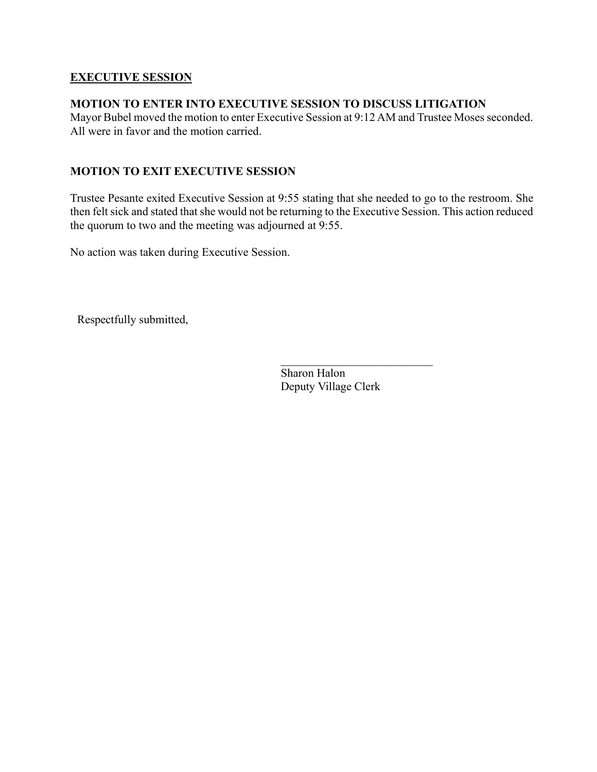**EXECUTIVE SESSION**

**MOTION TO ENTER INTO EXECUTIVE SESSION TO DISCUSS LITIGATION**

Mayor Bubel moved the motion to enter Executive Session at 9:12 AM and Trustee Moses seconded. All were in favor and the motion carried.

**MOTION TO EXIT EXECUTIVE SESSION**

Trustee Pesante exited Executive Session at 9:55 stating that she needed to go to the restroom. She then felt sick and stated that she would not be returning to the Executive Session. This action reduced the quorum to two and the meeting was adjourned at 9:55.

No action was taken during Executive Session.

Respectfully submitted,

\_\_\_\_\_\_\_\_\_\_\_\_\_\_\_\_\_\_\_\_\_\_\_\_\_\_

Sharon Halon
Deputy Village Clerk